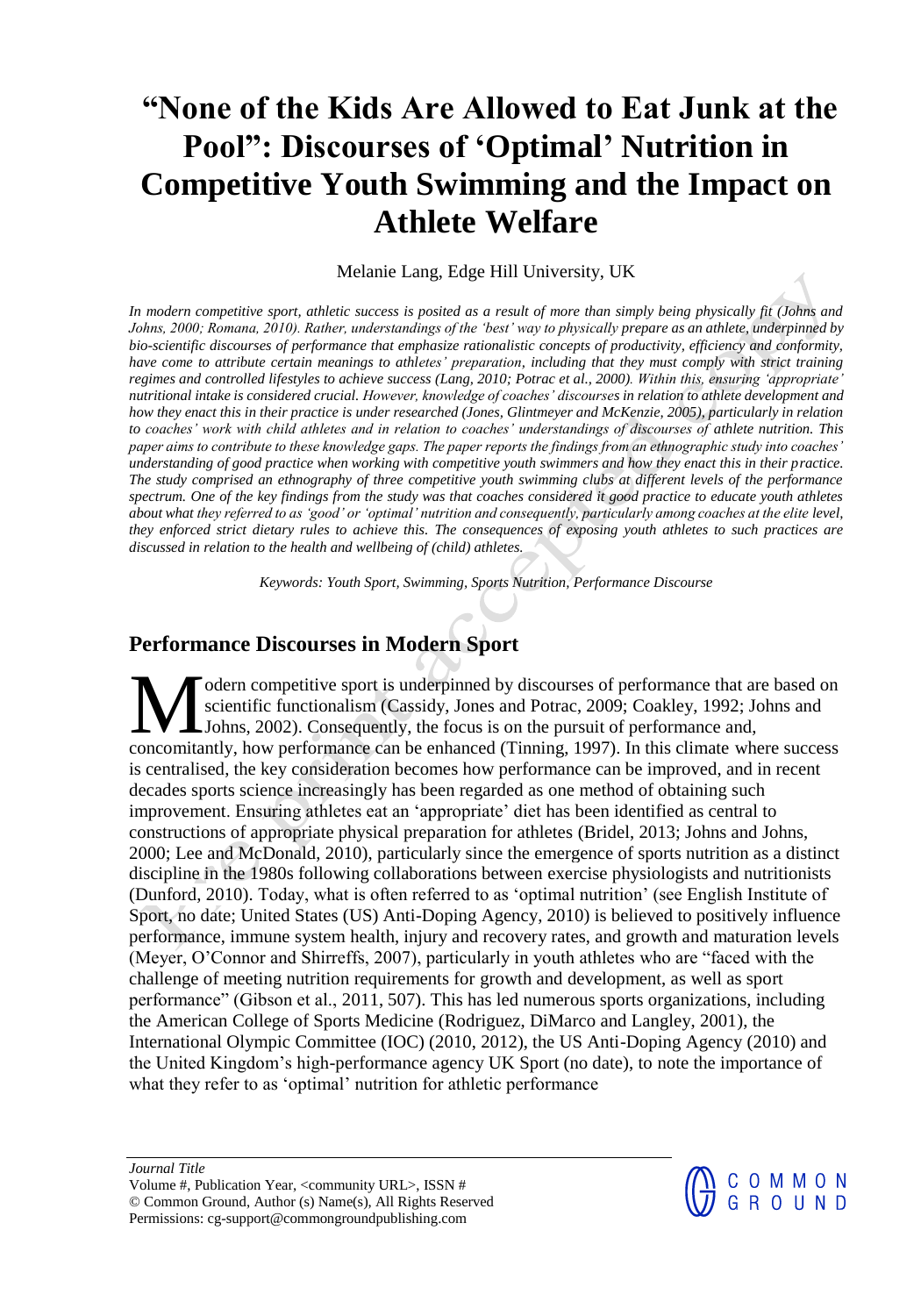# "None of the Kids Are Allowed to Eat Junk at the Pool": Discourses of 'Optimal' Nutrition in Competitive Youth Swimming and the Impact on Athlete Welfare

Melanie Lang, Edge Hill University, UK

*In modern competitive sport, athletic success is posited as a result of more than simply being physically fit (Johns and Johns, 2000; Romana, 2010). Rather, understandings of the 'best' way to physically prepare as an athlete, underpinned by bio-scientific discourses of performance that emphasize rationalistic concepts of productivity, efficiency and conformity, have come to attribute certain meanings to athletes' preparation, including that they must comply with strict training regimes and controlled lifestyles to achieve success (Lang, 2010; Potrac et al., 2000). Within this, ensuring 'appropriate' nutritional intake is considered crucial. However, knowledge of coaches' discourses in relation to athlete development and how they enact this in their practice is under researched (Jones, Glintmeyer and McKenzie, 2005), particularly in relation to coaches' work with child athletes and in relation to coaches' understandings of discourses of athlete nutrition. This paper aims to contribute to these knowledge gaps. The paper reports the findings from an ethnographic study into coaches' understanding of good practice when working with competitive youth swimmers and how they enact this in their practice. The study comprised an ethnography of three competitive youth swimming clubs at different levels of the performance spectrum. One of the key findings from the study was that coaches considered it good practice to educate youth athletes about what they referred to as 'good' or 'optimal' nutrition and consequently, particularly among coaches at the elite level, they enforced strict dietary rules to achieve this. The consequences of exposing youth athletes to such practices are discussed in relation to the health and wellbeing of (child) athletes.*

*Keywords: Youth Sport, Swimming, Sports Nutrition, Performance Discourse*

## Performance Discourses in Modern Sport

Modern competitive sport is underpinned by discourses of performance that are based on scientific functionalism (Cassidy, Jones and Potrac, 2009; Coakley, 1992; Johns and Johns, 2002). Consequently, the focus is on the pursuit of performance and, concomitantly, how performance can be enhanced (Tinning, 1997). In this climate where success is centralised, the key consideration becomes how performance can be improved, and in recent decades sports science increasingly has been regarded as one method of obtaining such improvement. Ensuring athletes eat an 'appropriate' diet has been identified as central to constructions of appropriate physical preparation for athletes (Bridel, 2013; Johns and Johns, 2000; Lee and McDonald, 2010), particularly since the emergence of sports nutrition as a distinct discipline in the 1980s following collaborations between exercise physiologists and nutritionists (Dunford, 2010). Today, what is often referred to as 'optimal nutrition' (see English Institute of Sport, no date; United States (US) Anti-Doping Agency, 2010) is believed to positively influence performance, immune system health, injury and recovery rates, and growth and maturation levels (Meyer, O'Connor and Shirreffs, 2007), particularly in youth athletes who are "faced with the challenge of meeting nutrition requirements for growth and development, as well as sport performance" (Gibson et al., 2011, 507). This has led numerous sports organizations, including the American College of Sports Medicine (Rodriguez, DiMarco and Langley, 2001), the International Olympic Committee (IOC) (2010, 2012), the US Anti-Doping Agency (2010) and the United Kingdom's high-performance agency UK Sport (no date), to note the importance of what they refer to as 'optimal' nutrition for athletic performance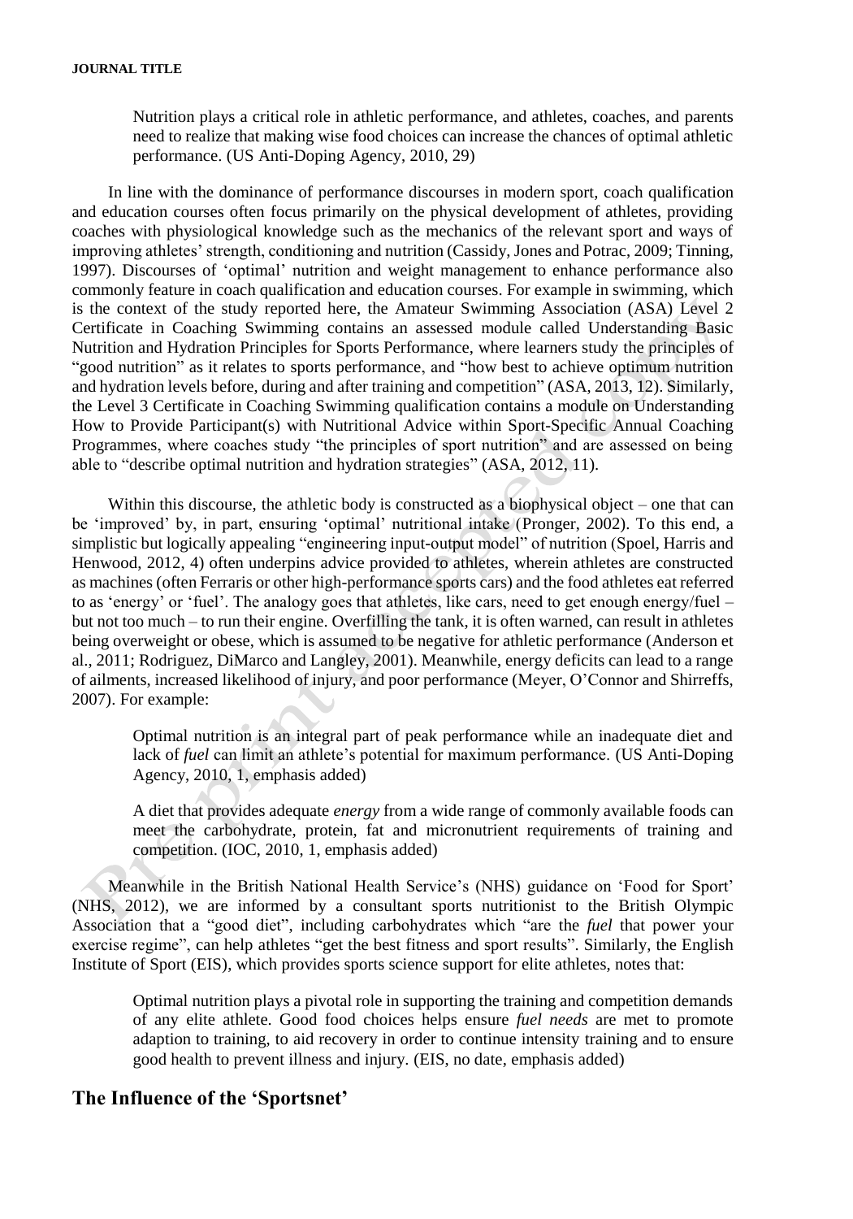> Nutrition plays a critical role in athletic performance, and athletes, coaches, and parents need to realize that making wise food choices can increase the chances of optimal athletic performance. (US Anti-Doping Agency, 2010, 29)

In line with the dominance of performance discourses in modern sport, coach qualification and education courses often focus primarily on the physical development of athletes, providing coaches with physiological knowledge such as the mechanics of the relevant sport and ways of improving athletes' strength, conditioning and nutrition (Cassidy, Jones and Potrac, 2009; Tinning, 1997). Discourses of 'optimal' nutrition and weight management to enhance performance also commonly feature in coach qualification and education courses. For example in swimming, which is the context of the study reported here, the Amateur Swimming Association (ASA) Level 2 Certificate in Coaching Swimming contains an assessed module called Understanding Basic Nutrition and Hydration Principles for Sports Performance, where learners study the principles of "good nutrition" as it relates to sports performance, and "how best to achieve optimum nutrition and hydration levels before, during and after training and competition" (ASA, 2013, 12). Similarly, the Level 3 Certificate in Coaching Swimming qualification contains a module on Understanding How to Provide Participant(s) with Nutritional Advice within Sport-Specific Annual Coaching Programmes, where coaches study "the principles of sport nutrition" and are assessed on being able to "describe optimal nutrition and hydration strategies" (ASA, 2012, 11).

Within this discourse, the athletic body is constructed as a biophysical object – one that can be 'improved' by, in part, ensuring 'optimal' nutritional intake (Pronger, 2002). To this end, a simplistic but logically appealing "engineering input-output model" of nutrition (Spoel, Harris and Henwood, 2012, 4) often underpins advice provided to athletes, wherein athletes are constructed as machines (often Ferraris or other high-performance sports cars) and the food athletes eat referred to as 'energy' or 'fuel'. The analogy goes that athletes, like cars, need to get enough energy/fuel – but not too much – to run their engine. Overfilling the tank, it is often warned, can result in athletes being overweight or obese, which is assumed to be negative for athletic performance (Anderson et al., 2011; Rodriguez, DiMarco and Langley, 2001). Meanwhile, energy deficits can lead to a range of ailments, increased likelihood of injury, and poor performance (Meyer, O'Connor and Shirreffs, 2007). For example:

> Optimal nutrition is an integral part of peak performance while an inadequate diet and lack of *fuel* can limit an athlete's potential for maximum performance. (US Anti-Doping Agency, 2010, 1, emphasis added)

> A diet that provides adequate *energy* from a wide range of commonly available foods can meet the carbohydrate, protein, fat and micronutrient requirements of training and competition. (IOC, 2010, 1, emphasis added)

Meanwhile in the British National Health Service's (NHS) guidance on 'Food for Sport' (NHS, 2012), we are informed by a consultant sports nutritionist to the British Olympic Association that a "good diet", including carbohydrates which "are the *fuel* that power your exercise regime", can help athletes "get the best fitness and sport results". Similarly, the English Institute of Sport (EIS), which provides sports science support for elite athletes, notes that:

> Optimal nutrition plays a pivotal role in supporting the training and competition demands of any elite athlete. Good food choices helps ensure *fuel needs* are met to promote adaption to training, to aid recovery in order to continue intensity training and to ensure good health to prevent illness and injury. (EIS, no date, emphasis added)

## The Influence of the 'Sportsnet'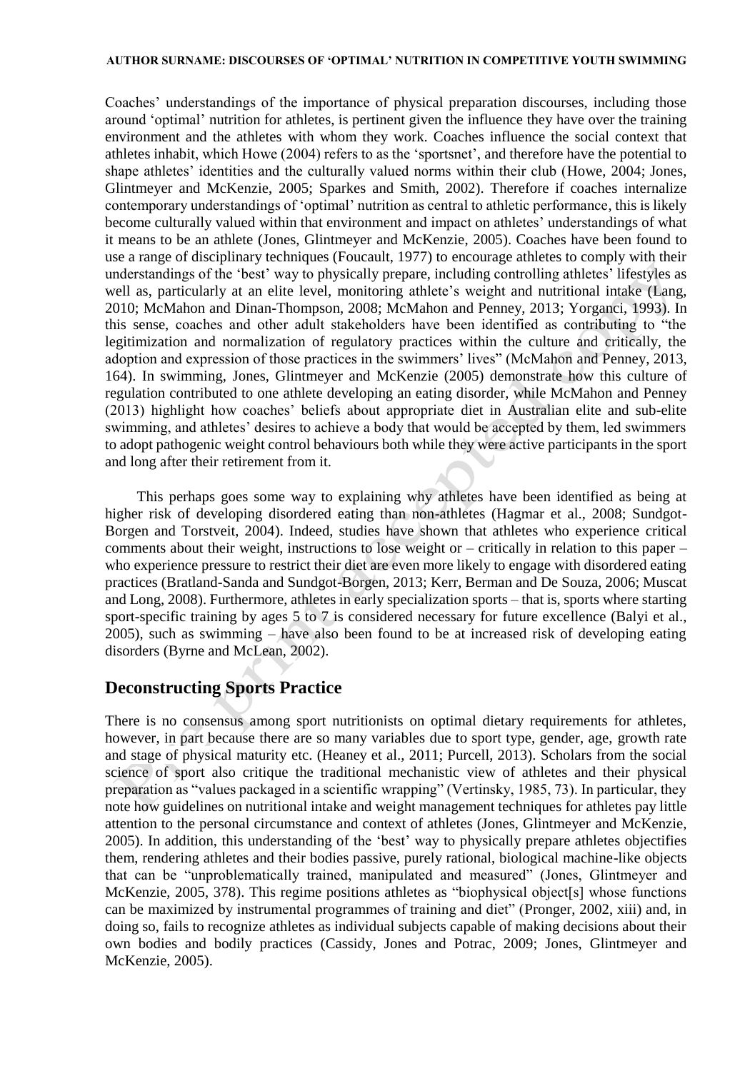Coaches' understandings of the importance of physical preparation discourses, including those around 'optimal' nutrition for athletes, is pertinent given the influence they have over the training environment and the athletes with whom they work. Coaches influence the social context that athletes inhabit, which Howe (2004) refers to as the 'sportsnet', and therefore have the potential to shape athletes' identities and the culturally valued norms within their club (Howe, 2004; Jones, Glintmeyer and McKenzie, 2005; Sparkes and Smith, 2002). Therefore if coaches internalize contemporary understandings of 'optimal' nutrition as central to athletic performance, this is likely become culturally valued within that environment and impact on athletes' understandings of what it means to be an athlete (Jones, Glintmeyer and McKenzie, 2005). Coaches have been found to use a range of disciplinary techniques (Foucault, 1977) to encourage athletes to comply with their understandings of the 'best' way to physically prepare, including controlling athletes' lifestyles as well as, particularly at an elite level, monitoring athlete's weight and nutritional intake (Lang, 2010; McMahon and Dinan-Thompson, 2008; McMahon and Penney, 2013; Yorganci, 1993). In this sense, coaches and other adult stakeholders have been identified as contributing to "the legitimization and normalization of regulatory practices within the culture and critically, the adoption and expression of those practices in the swimmers' lives" (McMahon and Penney, 2013, 164). In swimming, Jones, Glintmeyer and McKenzie (2005) demonstrate how this culture of regulation contributed to one athlete developing an eating disorder, while McMahon and Penney (2013) highlight how coaches' beliefs about appropriate diet in Australian elite and sub-elite swimming, and athletes' desires to achieve a body that would be accepted by them, led swimmers to adopt pathogenic weight control behaviours both while they were active participants in the sport and long after their retirement from it.

This perhaps goes some way to explaining why athletes have been identified as being at higher risk of developing disordered eating than non-athletes (Hagmar et al., 2008; Sundgot-Borgen and Torstveit, 2004). Indeed, studies have shown that athletes who experience critical comments about their weight, instructions to lose weight or – critically in relation to this paper – who experience pressure to restrict their diet are even more likely to engage with disordered eating practices (Bratland-Sanda and Sundgot-Borgen, 2013; Kerr, Berman and De Souza, 2006; Muscat and Long, 2008). Furthermore, athletes in early specialization sports – that is, sports where starting sport-specific training by ages 5 to 7 is considered necessary for future excellence (Balyi et al., 2005), such as swimming – have also been found to be at increased risk of developing eating disorders (Byrne and McLean, 2002).

## Deconstructing Sports Practice

There is no consensus among sport nutritionists on optimal dietary requirements for athletes, however, in part because there are so many variables due to sport type, gender, age, growth rate and stage of physical maturity etc. (Heaney et al., 2011; Purcell, 2013). Scholars from the social science of sport also critique the traditional mechanistic view of athletes and their physical preparation as "values packaged in a scientific wrapping" (Vertinsky, 1985, 73). In particular, they note how guidelines on nutritional intake and weight management techniques for athletes pay little attention to the personal circumstance and context of athletes (Jones, Glintmeyer and McKenzie, 2005). In addition, this understanding of the 'best' way to physically prepare athletes objectifies them, rendering athletes and their bodies passive, purely rational, biological machine-like objects that can be "unproblematically trained, manipulated and measured" (Jones, Glintmeyer and McKenzie, 2005, 378). This regime positions athletes as "biophysical object[s] whose functions can be maximized by instrumental programmes of training and diet" (Pronger, 2002, xiii) and, in doing so, fails to recognize athletes as individual subjects capable of making decisions about their own bodies and bodily practices (Cassidy, Jones and Potrac, 2009; Jones, Glintmeyer and McKenzie, 2005).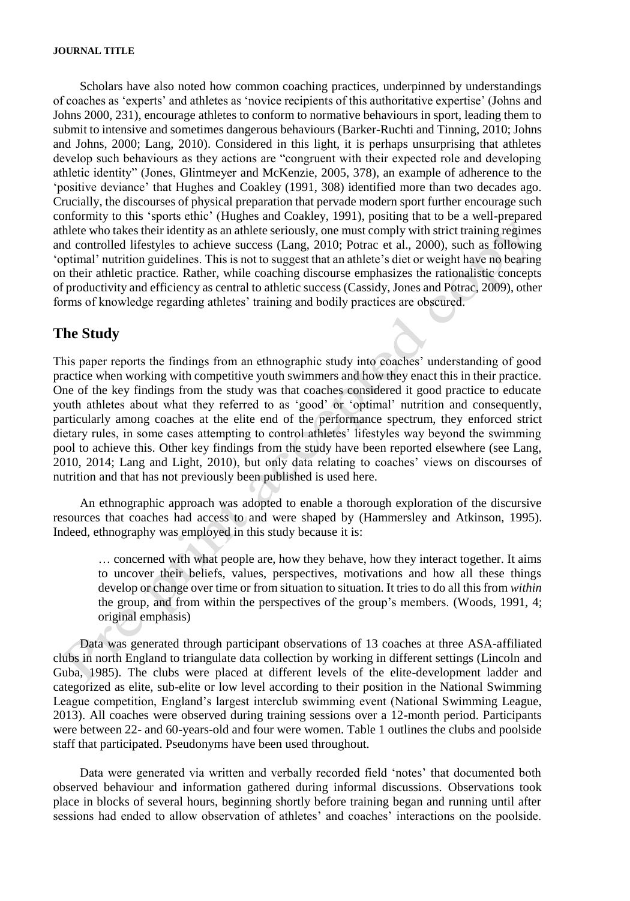Scholars have also noted how common coaching practices, underpinned by understandings of coaches as 'experts' and athletes as 'novice recipients of this authoritative expertise' (Johns and Johns 2000, 231), encourage athletes to conform to normative behaviours in sport, leading them to submit to intensive and sometimes dangerous behaviours (Barker-Ruchti and Tinning, 2010; Johns and Johns, 2000; Lang, 2010). Considered in this light, it is perhaps unsurprising that athletes develop such behaviours as they actions are "congruent with their expected role and developing athletic identity" (Jones, Glintmeyer and McKenzie, 2005, 378), an example of adherence to the 'positive deviance' that Hughes and Coakley (1991, 308) identified more than two decades ago. Crucially, the discourses of physical preparation that pervade modern sport further encourage such conformity to this 'sports ethic' (Hughes and Coakley, 1991), positing that to be a well-prepared athlete who takes their identity as an athlete seriously, one must comply with strict training regimes and controlled lifestyles to achieve success (Lang, 2010; Potrac et al., 2000), such as following 'optimal' nutrition guidelines. This is not to suggest that an athlete's diet or weight have no bearing on their athletic practice. Rather, while coaching discourse emphasizes the rationalistic concepts of productivity and efficiency as central to athletic success (Cassidy, Jones and Potrac, 2009), other forms of knowledge regarding athletes' training and bodily practices are obscured.

## The Study

This paper reports the findings from an ethnographic study into coaches' understanding of good practice when working with competitive youth swimmers and how they enact this in their practice. One of the key findings from the study was that coaches considered it good practice to educate youth athletes about what they referred to as 'good' or 'optimal' nutrition and consequently, particularly among coaches at the elite end of the performance spectrum, they enforced strict dietary rules, in some cases attempting to control athletes' lifestyles way beyond the swimming pool to achieve this. Other key findings from the study have been reported elsewhere (see Lang, 2010, 2014; Lang and Light, 2010), but only data relating to coaches' views on discourses of nutrition and that has not previously been published is used here.

An ethnographic approach was adopted to enable a thorough exploration of the discursive resources that coaches had access to and were shaped by (Hammersley and Atkinson, 1995). Indeed, ethnography was employed in this study because it is:

> … concerned with what people are, how they behave, how they interact together. It aims to uncover their beliefs, values, perspectives, motivations and how all these things develop or change over time or from situation to situation. It tries to do all this from *within* the group, and from within the perspectives of the group's members. (Woods, 1991, 4; original emphasis)

Data was generated through participant observations of 13 coaches at three ASA-affiliated clubs in north England to triangulate data collection by working in different settings (Lincoln and Guba, 1985). The clubs were placed at different levels of the elite-development ladder and categorized as elite, sub-elite or low level according to their position in the National Swimming League competition, England's largest interclub swimming event (National Swimming League, 2013). All coaches were observed during training sessions over a 12-month period. Participants were between 22- and 60-years-old and four were women. Table 1 outlines the clubs and poolside staff that participated. Pseudonyms have been used throughout.

Data were generated via written and verbally recorded field 'notes' that documented both observed behaviour and information gathered during informal discussions. Observations took place in blocks of several hours, beginning shortly before training began and running until after sessions had ended to allow observation of athletes' and coaches' interactions on the poolside.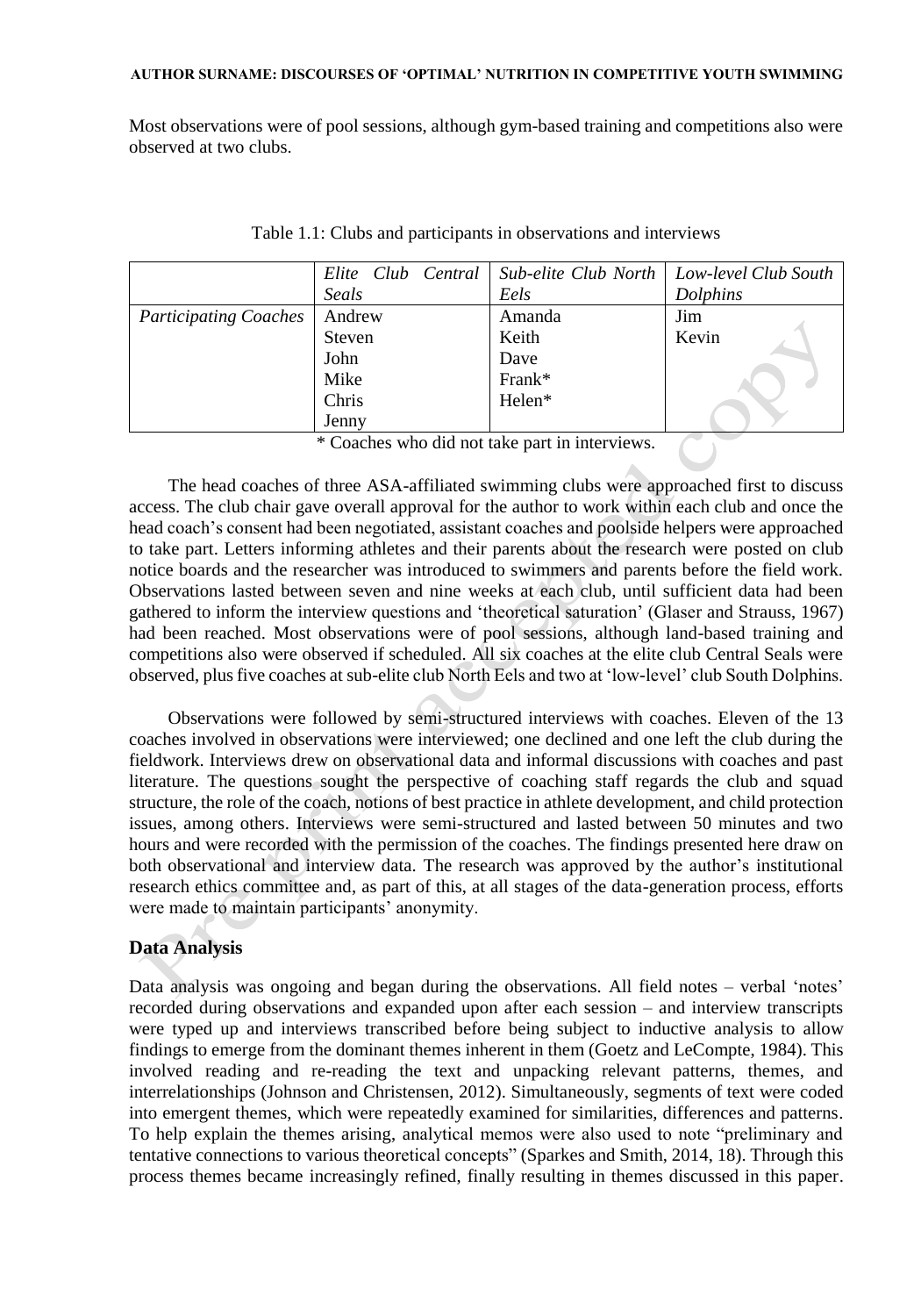Most observations were of pool sessions, although gym-based training and competitions also were observed at two clubs.

Table 1.1: Clubs and participants in observations and interviews

| | *Elite Club Central Seals* | *Sub-elite Club North Eels* | *Low-level Club South Dolphins* |
|---|---|---|---|
| *Participating Coaches* | Andrew<br>Steven<br>John<br>Mike<br>Chris<br>Jenny | Amanda<br>Keith<br>Dave<br>Frank*<br>Helen* | Jim<br>Kevin |

\* Coaches who did not take part in interviews.

The head coaches of three ASA-affiliated swimming clubs were approached first to discuss access. The club chair gave overall approval for the author to work within each club and once the head coach's consent had been negotiated, assistant coaches and poolside helpers were approached to take part. Letters informing athletes and their parents about the research were posted on club notice boards and the researcher was introduced to swimmers and parents before the field work. Observations lasted between seven and nine weeks at each club, until sufficient data had been gathered to inform the interview questions and 'theoretical saturation' (Glaser and Strauss, 1967) had been reached. Most observations were of pool sessions, although land-based training and competitions also were observed if scheduled. All six coaches at the elite club Central Seals were observed, plus five coaches at sub-elite club North Eels and two at 'low-level' club South Dolphins.

Observations were followed by semi-structured interviews with coaches. Eleven of the 13 coaches involved in observations were interviewed; one declined and one left the club during the fieldwork. Interviews drew on observational data and informal discussions with coaches and past literature. The questions sought the perspective of coaching staff regards the club and squad structure, the role of the coach, notions of best practice in athlete development, and child protection issues, among others. Interviews were semi-structured and lasted between 50 minutes and two hours and were recorded with the permission of the coaches. The findings presented here draw on both observational and interview data. The research was approved by the author's institutional research ethics committee and, as part of this, at all stages of the data-generation process, efforts were made to maintain participants' anonymity.

## Data Analysis

Data analysis was ongoing and began during the observations. All field notes – verbal 'notes' recorded during observations and expanded upon after each session – and interview transcripts were typed up and interviews transcribed before being subject to inductive analysis to allow findings to emerge from the dominant themes inherent in them (Goetz and LeCompte, 1984). This involved reading and re-reading the text and unpacking relevant patterns, themes, and interrelationships (Johnson and Christensen, 2012). Simultaneously, segments of text were coded into emergent themes, which were repeatedly examined for similarities, differences and patterns. To help explain the themes arising, analytical memos were also used to note "preliminary and tentative connections to various theoretical concepts" (Sparkes and Smith, 2014, 18). Through this process themes became increasingly refined, finally resulting in themes discussed in this paper.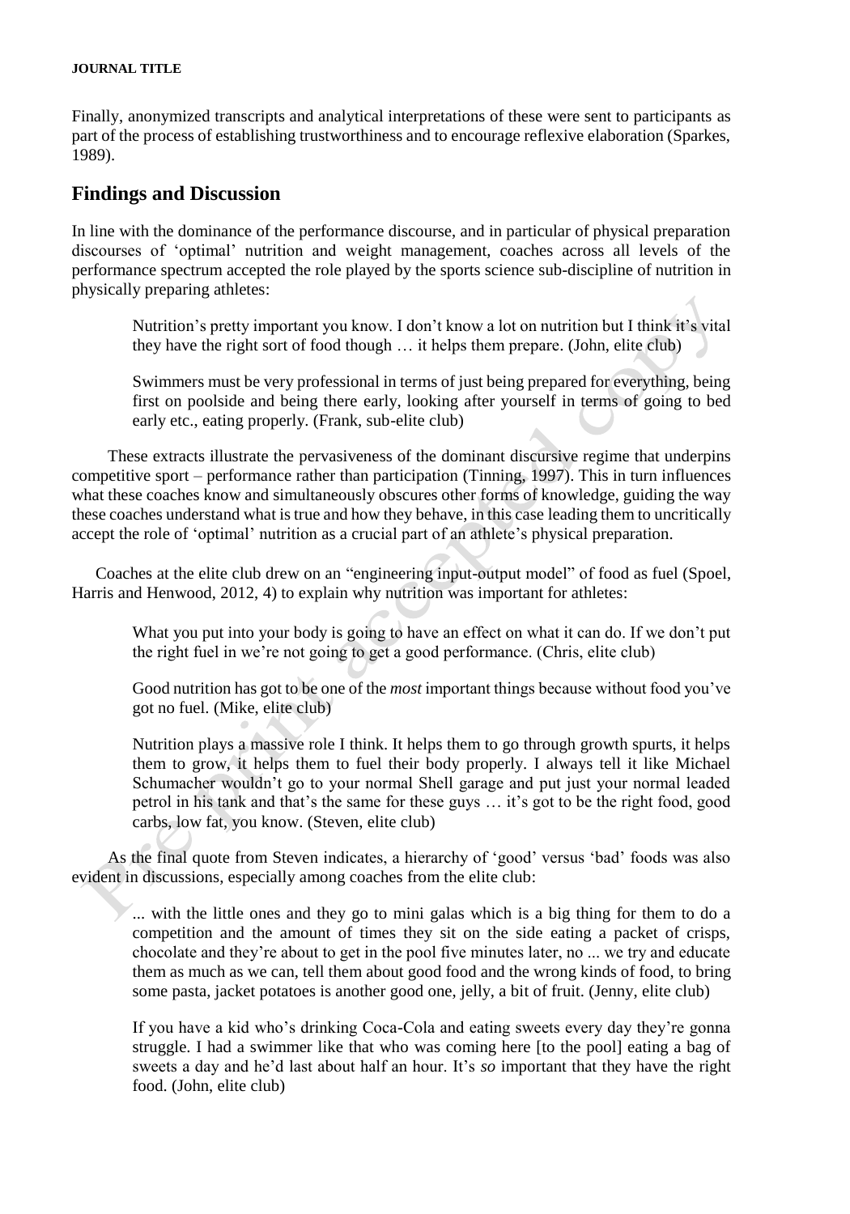Finally, anonymized transcripts and analytical interpretations of these were sent to participants as part of the process of establishing trustworthiness and to encourage reflexive elaboration (Sparkes, 1989).

## Findings and Discussion

In line with the dominance of the performance discourse, and in particular of physical preparation discourses of 'optimal' nutrition and weight management, coaches across all levels of the performance spectrum accepted the role played by the sports science sub-discipline of nutrition in physically preparing athletes:

> Nutrition's pretty important you know. I don't know a lot on nutrition but I think it's vital they have the right sort of food though … it helps them prepare. (John, elite club)

> Swimmers must be very professional in terms of just being prepared for everything, being first on poolside and being there early, looking after yourself in terms of going to bed early etc., eating properly. (Frank, sub-elite club)

These extracts illustrate the pervasiveness of the dominant discursive regime that underpins competitive sport – performance rather than participation (Tinning, 1997). This in turn influences what these coaches know and simultaneously obscures other forms of knowledge, guiding the way these coaches understand what is true and how they behave, in this case leading them to uncritically accept the role of 'optimal' nutrition as a crucial part of an athlete's physical preparation.

Coaches at the elite club drew on an "engineering input-output model" of food as fuel (Spoel, Harris and Henwood, 2012, 4) to explain why nutrition was important for athletes:

> What you put into your body is going to have an effect on what it can do. If we don't put the right fuel in we're not going to get a good performance. (Chris, elite club)

> Good nutrition has got to be one of the *most* important things because without food you've got no fuel. (Mike, elite club)

> Nutrition plays a massive role I think. It helps them to go through growth spurts, it helps them to grow, it helps them to fuel their body properly. I always tell it like Michael Schumacher wouldn't go to your normal Shell garage and put just your normal leaded petrol in his tank and that's the same for these guys … it's got to be the right food, good carbs, low fat, you know. (Steven, elite club)

As the final quote from Steven indicates, a hierarchy of 'good' versus 'bad' foods was also evident in discussions, especially among coaches from the elite club:

> ... with the little ones and they go to mini galas which is a big thing for them to do a competition and the amount of times they sit on the side eating a packet of crisps, chocolate and they're about to get in the pool five minutes later, no ... we try and educate them as much as we can, tell them about good food and the wrong kinds of food, to bring some pasta, jacket potatoes is another good one, jelly, a bit of fruit. (Jenny, elite club)

> If you have a kid who's drinking Coca-Cola and eating sweets every day they're gonna struggle. I had a swimmer like that who was coming here [to the pool] eating a bag of sweets a day and he'd last about half an hour. It's *so* important that they have the right food. (John, elite club)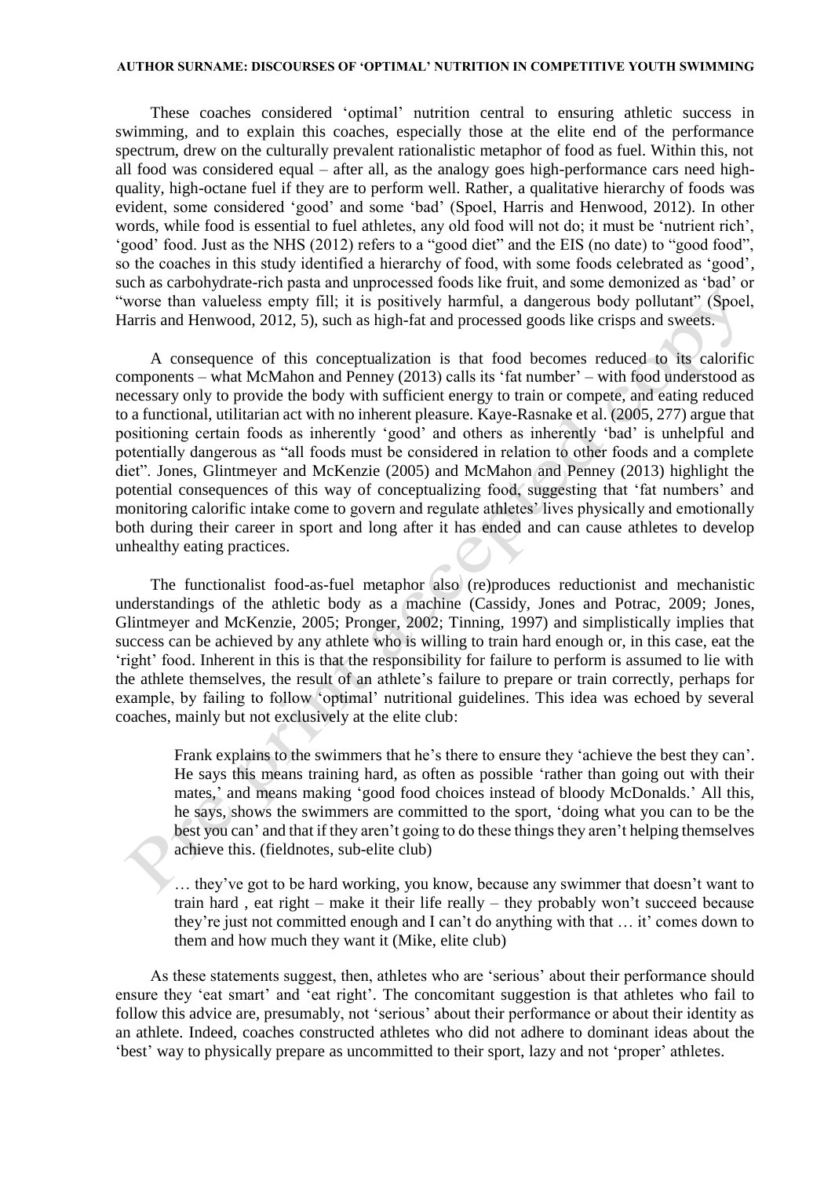These coaches considered 'optimal' nutrition central to ensuring athletic success in swimming, and to explain this coaches, especially those at the elite end of the performance spectrum, drew on the culturally prevalent rationalistic metaphor of food as fuel. Within this, not all food was considered equal – after all, as the analogy goes high-performance cars need high-quality, high-octane fuel if they are to perform well. Rather, a qualitative hierarchy of foods was evident, some considered 'good' and some 'bad' (Spoel, Harris and Henwood, 2012). In other words, while food is essential to fuel athletes, any old food will not do; it must be 'nutrient rich', 'good' food. Just as the NHS (2012) refers to a "good diet" and the EIS (no date) to "good food", so the coaches in this study identified a hierarchy of food, with some foods celebrated as 'good', such as carbohydrate-rich pasta and unprocessed foods like fruit, and some demonized as 'bad' or "worse than valueless empty fill; it is positively harmful, a dangerous body pollutant" (Spoel, Harris and Henwood, 2012, 5), such as high-fat and processed goods like crisps and sweets.

A consequence of this conceptualization is that food becomes reduced to its calorific components – what McMahon and Penney (2013) calls its 'fat number' – with food understood as necessary only to provide the body with sufficient energy to train or compete, and eating reduced to a functional, utilitarian act with no inherent pleasure. Kaye-Rasnake et al. (2005, 277) argue that positioning certain foods as inherently 'good' and others as inherently 'bad' is unhelpful and potentially dangerous as "all foods must be considered in relation to other foods and a complete diet". Jones, Glintmeyer and McKenzie (2005) and McMahon and Penney (2013) highlight the potential consequences of this way of conceptualizing food, suggesting that 'fat numbers' and monitoring calorific intake come to govern and regulate athletes' lives physically and emotionally both during their career in sport and long after it has ended and can cause athletes to develop unhealthy eating practices.

The functionalist food-as-fuel metaphor also (re)produces reductionist and mechanistic understandings of the athletic body as a machine (Cassidy, Jones and Potrac, 2009; Jones, Glintmeyer and McKenzie, 2005; Pronger, 2002; Tinning, 1997) and simplistically implies that success can be achieved by any athlete who is willing to train hard enough or, in this case, eat the 'right' food. Inherent in this is that the responsibility for failure to perform is assumed to lie with the athlete themselves, the result of an athlete's failure to prepare or train correctly, perhaps for example, by failing to follow 'optimal' nutritional guidelines. This idea was echoed by several coaches, mainly but not exclusively at the elite club:

> Frank explains to the swimmers that he's there to ensure they 'achieve the best they can'. He says this means training hard, as often as possible 'rather than going out with their mates,' and means making 'good food choices instead of bloody McDonalds.' All this, he says, shows the swimmers are committed to the sport, 'doing what you can to be the best you can' and that if they aren't going to do these things they aren't helping themselves achieve this. (fieldnotes, sub-elite club)

> … they've got to be hard working, you know, because any swimmer that doesn't want to train hard , eat right – make it their life really – they probably won't succeed because they're just not committed enough and I can't do anything with that … it' comes down to them and how much they want it (Mike, elite club)

As these statements suggest, then, athletes who are 'serious' about their performance should ensure they 'eat smart' and 'eat right'. The concomitant suggestion is that athletes who fail to follow this advice are, presumably, not 'serious' about their performance or about their identity as an athlete. Indeed, coaches constructed athletes who did not adhere to dominant ideas about the 'best' way to physically prepare as uncommitted to their sport, lazy and not 'proper' athletes.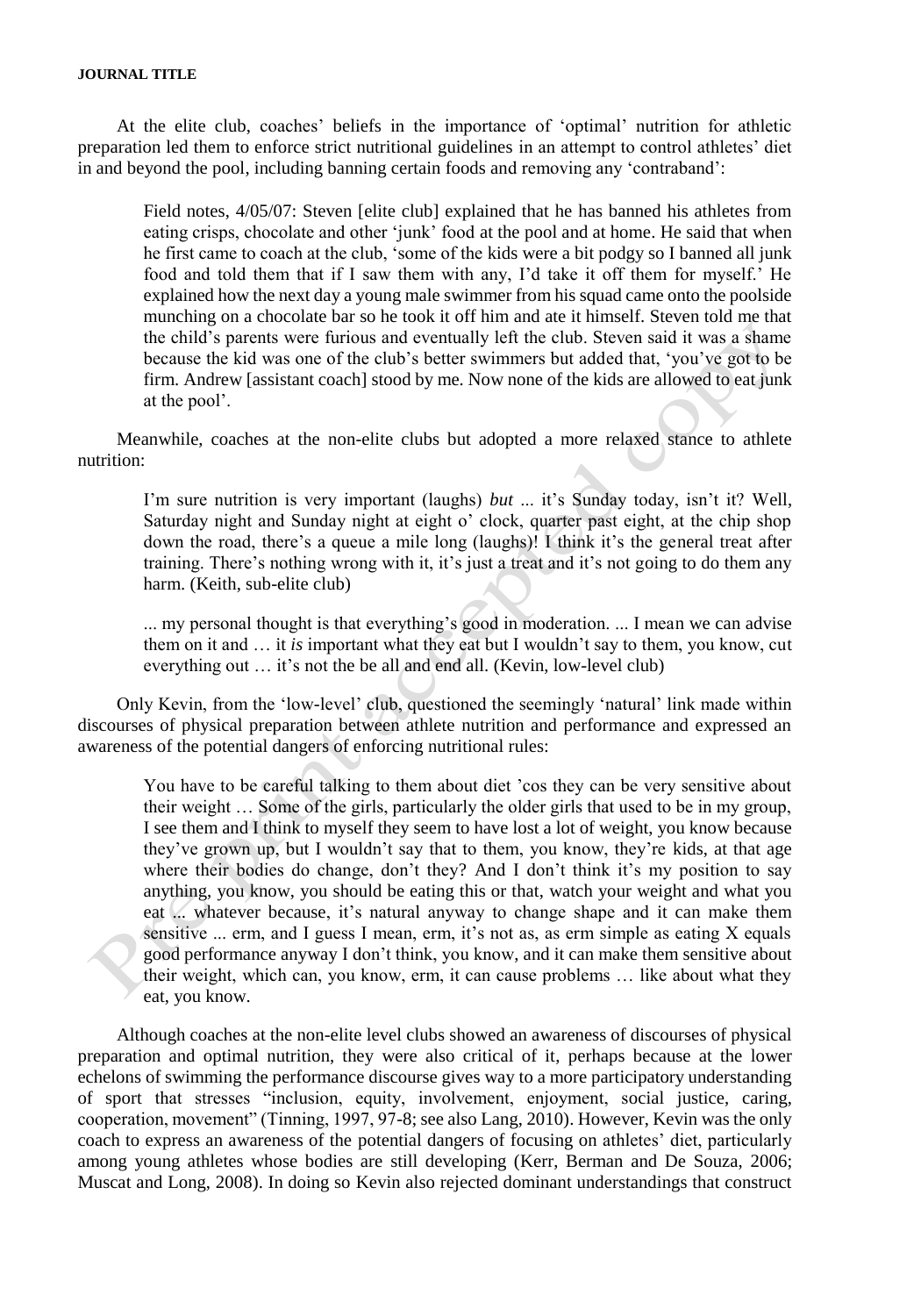At the elite club, coaches' beliefs in the importance of 'optimal' nutrition for athletic preparation led them to enforce strict nutritional guidelines in an attempt to control athletes' diet in and beyond the pool, including banning certain foods and removing any 'contraband':

> Field notes, 4/05/07: Steven [elite club] explained that he has banned his athletes from eating crisps, chocolate and other 'junk' food at the pool and at home. He said that when he first came to coach at the club, 'some of the kids were a bit podgy so I banned all junk food and told them that if I saw them with any, I'd take it off them for myself.' He explained how the next day a young male swimmer from his squad came onto the poolside munching on a chocolate bar so he took it off him and ate it himself. Steven told me that the child's parents were furious and eventually left the club. Steven said it was a shame because the kid was one of the club's better swimmers but added that, 'you've got to be firm. Andrew [assistant coach] stood by me. Now none of the kids are allowed to eat junk at the pool'.

Meanwhile, coaches at the non-elite clubs but adopted a more relaxed stance to athlete nutrition:

> I'm sure nutrition is very important (laughs) *but* ... it's Sunday today, isn't it? Well, Saturday night and Sunday night at eight o' clock, quarter past eight, at the chip shop down the road, there's a queue a mile long (laughs)! I think it's the general treat after training. There's nothing wrong with it, it's just a treat and it's not going to do them any harm. (Keith, sub-elite club)

> ... my personal thought is that everything's good in moderation. ... I mean we can advise them on it and … it *is* important what they eat but I wouldn't say to them, you know, cut everything out … it's not the be all and end all. (Kevin, low-level club)

Only Kevin, from the 'low-level' club, questioned the seemingly 'natural' link made within discourses of physical preparation between athlete nutrition and performance and expressed an awareness of the potential dangers of enforcing nutritional rules:

> You have to be careful talking to them about diet 'cos they can be very sensitive about their weight … Some of the girls, particularly the older girls that used to be in my group, I see them and I think to myself they seem to have lost a lot of weight, you know because they've grown up, but I wouldn't say that to them, you know, they're kids, at that age where their bodies do change, don't they? And I don't think it's my position to say anything, you know, you should be eating this or that, watch your weight and what you eat ... whatever because, it's natural anyway to change shape and it can make them sensitive ... erm, and I guess I mean, erm, it's not as, as erm simple as eating X equals good performance anyway I don't think, you know, and it can make them sensitive about their weight, which can, you know, erm, it can cause problems … like about what they eat, you know.

Although coaches at the non-elite level clubs showed an awareness of discourses of physical preparation and optimal nutrition, they were also critical of it, perhaps because at the lower echelons of swimming the performance discourse gives way to a more participatory understanding of sport that stresses "inclusion, equity, involvement, enjoyment, social justice, caring, cooperation, movement" (Tinning, 1997, 97-8; see also Lang, 2010). However, Kevin was the only coach to express an awareness of the potential dangers of focusing on athletes' diet, particularly among young athletes whose bodies are still developing (Kerr, Berman and De Souza, 2006; Muscat and Long, 2008). In doing so Kevin also rejected dominant understandings that construct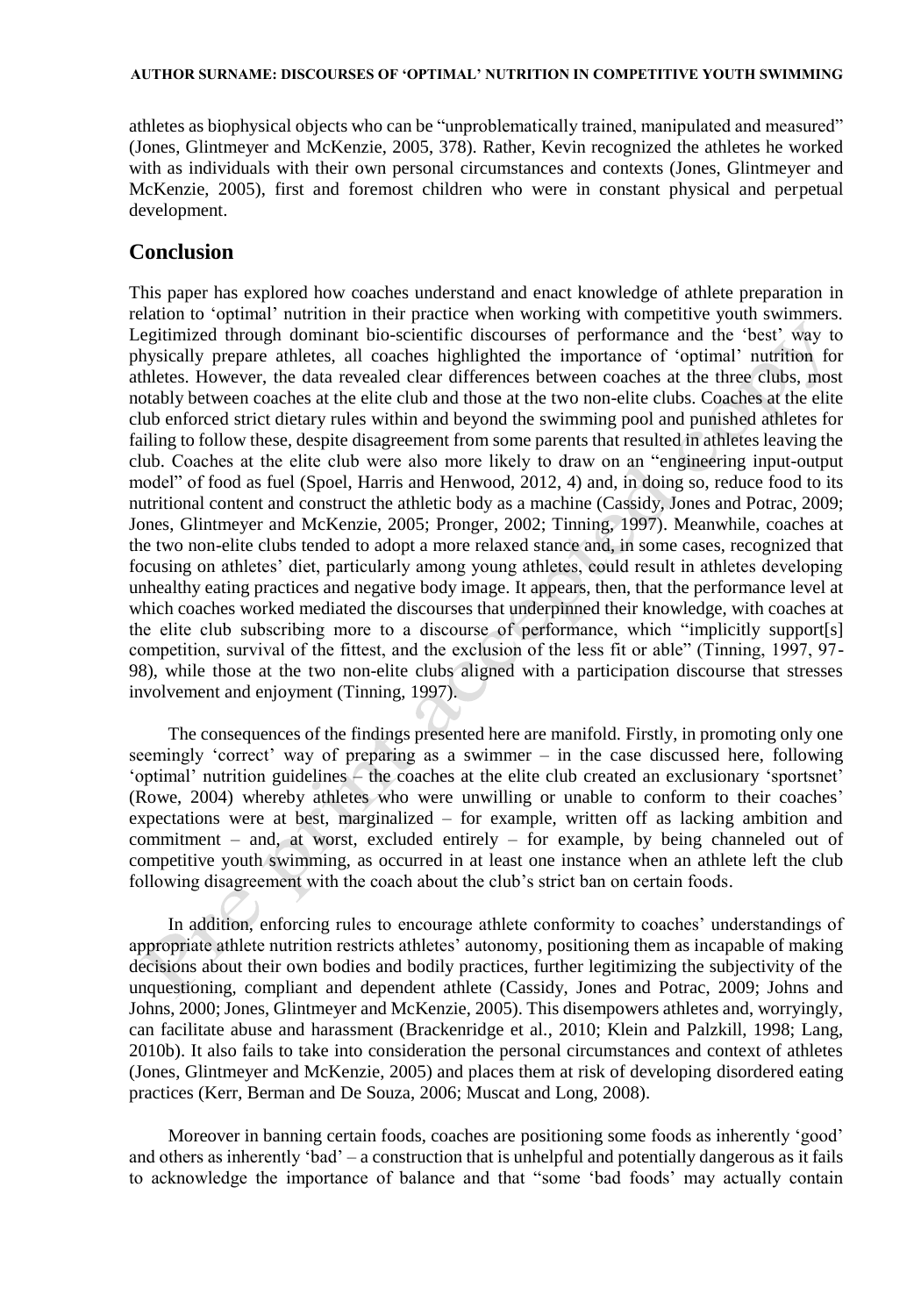athletes as biophysical objects who can be "unproblematically trained, manipulated and measured" (Jones, Glintmeyer and McKenzie, 2005, 378). Rather, Kevin recognized the athletes he worked with as individuals with their own personal circumstances and contexts (Jones, Glintmeyer and McKenzie, 2005), first and foremost children who were in constant physical and perpetual development.

## Conclusion

This paper has explored how coaches understand and enact knowledge of athlete preparation in relation to 'optimal' nutrition in their practice when working with competitive youth swimmers. Legitimized through dominant bio-scientific discourses of performance and the 'best' way to physically prepare athletes, all coaches highlighted the importance of 'optimal' nutrition for athletes. However, the data revealed clear differences between coaches at the three clubs, most notably between coaches at the elite club and those at the two non-elite clubs. Coaches at the elite club enforced strict dietary rules within and beyond the swimming pool and punished athletes for failing to follow these, despite disagreement from some parents that resulted in athletes leaving the club. Coaches at the elite club were also more likely to draw on an "engineering input-output model" of food as fuel (Spoel, Harris and Henwood, 2012, 4) and, in doing so, reduce food to its nutritional content and construct the athletic body as a machine (Cassidy, Jones and Potrac, 2009; Jones, Glintmeyer and McKenzie, 2005; Pronger, 2002; Tinning, 1997). Meanwhile, coaches at the two non-elite clubs tended to adopt a more relaxed stance and, in some cases, recognized that focusing on athletes' diet, particularly among young athletes, could result in athletes developing unhealthy eating practices and negative body image. It appears, then, that the performance level at which coaches worked mediated the discourses that underpinned their knowledge, with coaches at the elite club subscribing more to a discourse of performance, which "implicitly support[s] competition, survival of the fittest, and the exclusion of the less fit or able" (Tinning, 1997, 97-98), while those at the two non-elite clubs aligned with a participation discourse that stresses involvement and enjoyment (Tinning, 1997).

The consequences of the findings presented here are manifold. Firstly, in promoting only one seemingly 'correct' way of preparing as a swimmer – in the case discussed here, following 'optimal' nutrition guidelines – the coaches at the elite club created an exclusionary 'sportsnet' (Rowe, 2004) whereby athletes who were unwilling or unable to conform to their coaches' expectations were at best, marginalized – for example, written off as lacking ambition and commitment – and, at worst, excluded entirely – for example, by being channeled out of competitive youth swimming, as occurred in at least one instance when an athlete left the club following disagreement with the coach about the club's strict ban on certain foods.

In addition, enforcing rules to encourage athlete conformity to coaches' understandings of appropriate athlete nutrition restricts athletes' autonomy, positioning them as incapable of making decisions about their own bodies and bodily practices, further legitimizing the subjectivity of the unquestioning, compliant and dependent athlete (Cassidy, Jones and Potrac, 2009; Johns and Johns, 2000; Jones, Glintmeyer and McKenzie, 2005). This disempowers athletes and, worryingly, can facilitate abuse and harassment (Brackenridge et al., 2010; Klein and Palzkill, 1998; Lang, 2010b). It also fails to take into consideration the personal circumstances and context of athletes (Jones, Glintmeyer and McKenzie, 2005) and places them at risk of developing disordered eating practices (Kerr, Berman and De Souza, 2006; Muscat and Long, 2008).

Moreover in banning certain foods, coaches are positioning some foods as inherently 'good' and others as inherently 'bad' – a construction that is unhelpful and potentially dangerous as it fails to acknowledge the importance of balance and that "some 'bad foods' may actually contain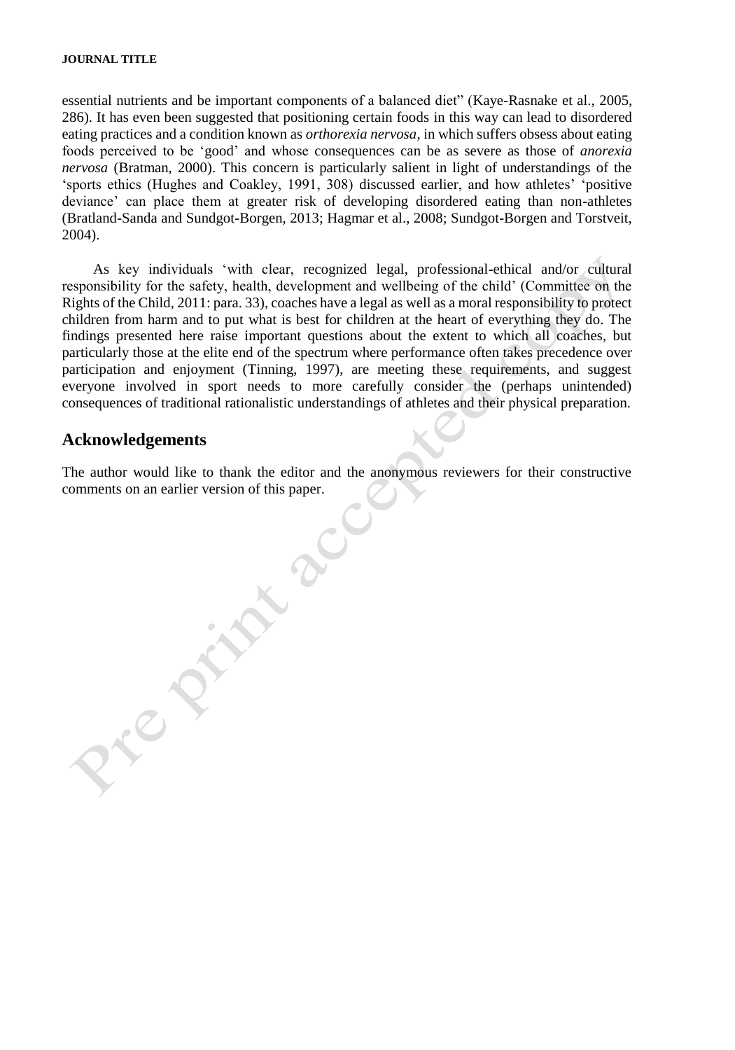essential nutrients and be important components of a balanced diet" (Kaye-Rasnake et al., 2005, 286). It has even been suggested that positioning certain foods in this way can lead to disordered eating practices and a condition known as *orthorexia nervosa*, in which suffers obsess about eating foods perceived to be 'good' and whose consequences can be as severe as those of *anorexia nervosa* (Bratman, 2000). This concern is particularly salient in light of understandings of the 'sports ethics (Hughes and Coakley, 1991, 308) discussed earlier, and how athletes' 'positive deviance' can place them at greater risk of developing disordered eating than non-athletes (Bratland-Sanda and Sundgot-Borgen, 2013; Hagmar et al., 2008; Sundgot-Borgen and Torstveit, 2004).

As key individuals 'with clear, recognized legal, professional-ethical and/or cultural responsibility for the safety, health, development and wellbeing of the child' (Committee on the Rights of the Child, 2011: para. 33), coaches have a legal as well as a moral responsibility to protect children from harm and to put what is best for children at the heart of everything they do. The findings presented here raise important questions about the extent to which all coaches, but particularly those at the elite end of the spectrum where performance often takes precedence over participation and enjoyment (Tinning, 1997), are meeting these requirements, and suggest everyone involved in sport needs to more carefully consider the (perhaps unintended) consequences of traditional rationalistic understandings of athletes and their physical preparation.

## Acknowledgements

The author would like to thank the editor and the anonymous reviewers for their constructive comments on an earlier version of this paper.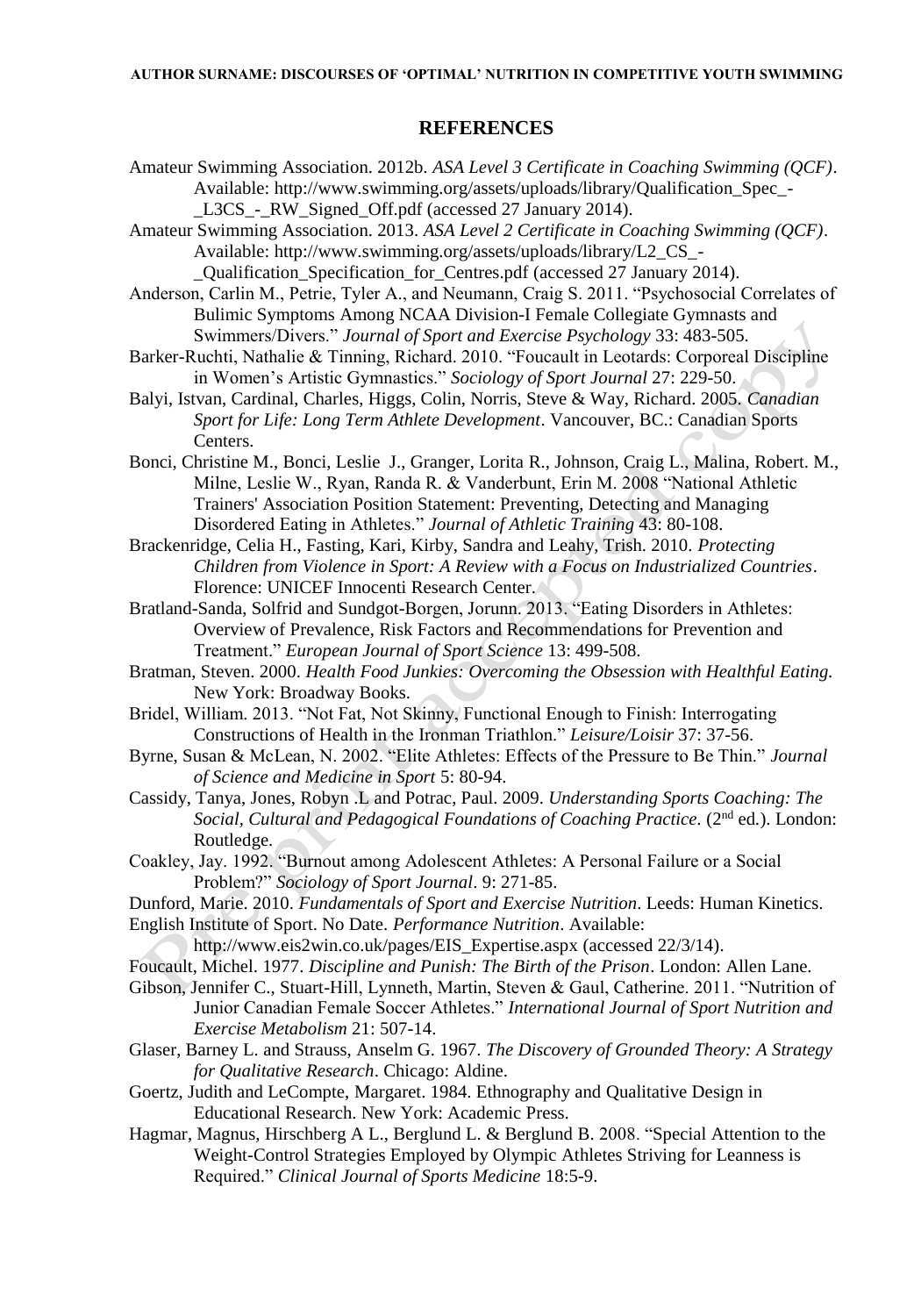## REFERENCES

Amateur Swimming Association. 2012b. *ASA Level 3 Certificate in Coaching Swimming (QCF)*. Available: http://www.swimming.org/assets/uploads/library/Qualification_Spec_-_L3CS_-_RW_Signed_Off.pdf (accessed 27 January 2014).

Amateur Swimming Association. 2013. *ASA Level 2 Certificate in Coaching Swimming (QCF)*. Available: http://www.swimming.org/assets/uploads/library/L2_CS_-_Qualification_Specification_for_Centres.pdf (accessed 27 January 2014).

Anderson, Carlin M., Petrie, Tyler A., and Neumann, Craig S. 2011. "Psychosocial Correlates of Bulimic Symptoms Among NCAA Division-I Female Collegiate Gymnasts and Swimmers/Divers." *Journal of Sport and Exercise Psychology* 33: 483-505.

Barker-Ruchti, Nathalie & Tinning, Richard. 2010. "Foucault in Leotards: Corporeal Discipline in Women's Artistic Gymnastics." *Sociology of Sport Journal* 27: 229-50.

Balyi, Istvan, Cardinal, Charles, Higgs, Colin, Norris, Steve & Way, Richard. 2005. *Canadian Sport for Life: Long Term Athlete Development*. Vancouver, BC.: Canadian Sports Centers.

Bonci, Christine M., Bonci, Leslie J., Granger, Lorita R., Johnson, Craig L., Malina, Robert. M., Milne, Leslie W., Ryan, Randa R. & Vanderbunt, Erin M. 2008 "National Athletic Trainers' Association Position Statement: Preventing, Detecting and Managing Disordered Eating in Athletes." *Journal of Athletic Training* 43: 80-108.

Brackenridge, Celia H., Fasting, Kari, Kirby, Sandra and Leahy, Trish. 2010. *Protecting Children from Violence in Sport: A Review with a Focus on Industrialized Countries*. Florence: UNICEF Innocenti Research Center.

Bratland-Sanda, Solfrid and Sundgot-Borgen, Jorunn. 2013. "Eating Disorders in Athletes: Overview of Prevalence, Risk Factors and Recommendations for Prevention and Treatment." *European Journal of Sport Science* 13: 499-508.

Bratman, Steven. 2000. *Health Food Junkies: Overcoming the Obsession with Healthful Eating.* New York: Broadway Books.

Bridel, William. 2013. "Not Fat, Not Skinny, Functional Enough to Finish: Interrogating Constructions of Health in the Ironman Triathlon." *Leisure/Loisir* 37: 37-56.

Byrne, Susan & McLean, N. 2002. "Elite Athletes: Effects of the Pressure to Be Thin." *Journal of Science and Medicine in Sport* 5: 80-94.

Cassidy, Tanya, Jones, Robyn .L and Potrac, Paul. 2009. *Understanding Sports Coaching: The Social, Cultural and Pedagogical Foundations of Coaching Practice.* (2nd ed.). London: Routledge.

Coakley, Jay. 1992. "Burnout among Adolescent Athletes: A Personal Failure or a Social Problem?" *Sociology of Sport Journal*. 9: 271-85.

Dunford, Marie. 2010. *Fundamentals of Sport and Exercise Nutrition*. Leeds: Human Kinetics.

English Institute of Sport. No Date. *Performance Nutrition*. Available: http://www.eis2win.co.uk/pages/EIS_Expertise.aspx (accessed 22/3/14).

Foucault, Michel. 1977. *Discipline and Punish: The Birth of the Prison*. London: Allen Lane.

Gibson, Jennifer C., Stuart-Hill, Lynneth, Martin, Steven & Gaul, Catherine. 2011. "Nutrition of Junior Canadian Female Soccer Athletes." *International Journal of Sport Nutrition and Exercise Metabolism* 21: 507-14.

Glaser, Barney L. and Strauss, Anselm G. 1967. *The Discovery of Grounded Theory: A Strategy for Qualitative Research*. Chicago: Aldine.

Goertz, Judith and LeCompte, Margaret. 1984. Ethnography and Qualitative Design in Educational Research. New York: Academic Press.

Hagmar, Magnus, Hirschberg A L., Berglund L. & Berglund B. 2008. "Special Attention to the Weight-Control Strategies Employed by Olympic Athletes Striving for Leanness is Required." *Clinical Journal of Sports Medicine* 18:5-9.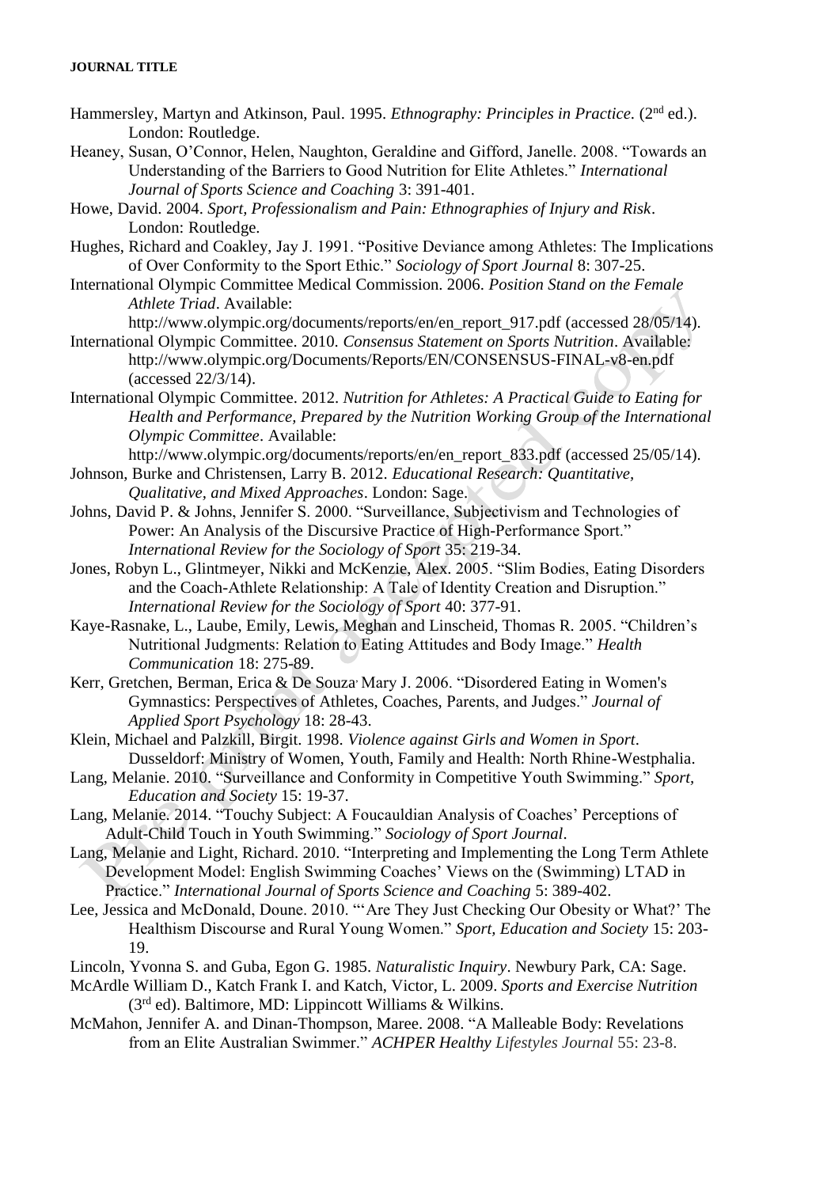Hammersley, Martyn and Atkinson, Paul. 1995. *Ethnography: Principles in Practice.* (2nd ed.). London: Routledge.

Heaney, Susan, O'Connor, Helen, Naughton, Geraldine and Gifford, Janelle. 2008. "Towards an Understanding of the Barriers to Good Nutrition for Elite Athletes." *International Journal of Sports Science and Coaching* 3: 391-401.

Howe, David. 2004. *Sport, Professionalism and Pain: Ethnographies of Injury and Risk*. London: Routledge.

Hughes, Richard and Coakley, Jay J. 1991. "Positive Deviance among Athletes: The Implications of Over Conformity to the Sport Ethic." *Sociology of Sport Journal* 8: 307-25.

International Olympic Committee Medical Commission. 2006. *Position Stand on the Female Athlete Triad*. Available: http://www.olympic.org/documents/reports/en/en_report_917.pdf (accessed 28/05/14).

International Olympic Committee. 2010. *Consensus Statement on Sports Nutrition*. Available: http://www.olympic.org/Documents/Reports/EN/CONSENSUS-FINAL-v8-en.pdf (accessed 22/3/14).

International Olympic Committee. 2012. *Nutrition for Athletes: A Practical Guide to Eating for Health and Performance, Prepared by the Nutrition Working Group of the International Olympic Committee*. Available: http://www.olympic.org/documents/reports/en/en_report_833.pdf (accessed 25/05/14).

Johnson, Burke and Christensen, Larry B. 2012. *Educational Research: Quantitative, Qualitative, and Mixed Approaches*. London: Sage.

Johns, David P. & Johns, Jennifer S. 2000. "Surveillance, Subjectivism and Technologies of Power: An Analysis of the Discursive Practice of High-Performance Sport." *International Review for the Sociology of Sport* 35: 219-34.

Jones, Robyn L., Glintmeyer, Nikki and McKenzie, Alex. 2005. "Slim Bodies, Eating Disorders and the Coach-Athlete Relationship: A Tale of Identity Creation and Disruption." *International Review for the Sociology of Sport* 40: 377-91.

Kaye-Rasnake, L., Laube, Emily, Lewis, Meghan and Linscheid, Thomas R. 2005. "Children's Nutritional Judgments: Relation to Eating Attitudes and Body Image." *Health Communication* 18: 275-89.

Kerr, Gretchen, Berman, Erica & De Souza, Mary J. 2006. "Disordered Eating in Women's Gymnastics: Perspectives of Athletes, Coaches, Parents, and Judges." *Journal of Applied Sport Psychology* 18: 28-43.

Klein, Michael and Palzkill, Birgit. 1998. *Violence against Girls and Women in Sport*. Dusseldorf: Ministry of Women, Youth, Family and Health: North Rhine-Westphalia.

Lang, Melanie. 2010. "Surveillance and Conformity in Competitive Youth Swimming." *Sport, Education and Society* 15: 19-37.

Lang, Melanie. 2014. "Touchy Subject: A Foucauldian Analysis of Coaches' Perceptions of Adult-Child Touch in Youth Swimming." *Sociology of Sport Journal*.

Lang, Melanie and Light, Richard. 2010. "Interpreting and Implementing the Long Term Athlete Development Model: English Swimming Coaches' Views on the (Swimming) LTAD in Practice." *International Journal of Sports Science and Coaching* 5: 389-402.

Lee, Jessica and McDonald, Doune. 2010. "'Are They Just Checking Our Obesity or What?' The Healthism Discourse and Rural Young Women." *Sport, Education and Society* 15: 203-19.

Lincoln, Yvonna S. and Guba, Egon G. 1985. *Naturalistic Inquiry*. Newbury Park, CA: Sage.

McArdle William D., Katch Frank I. and Katch, Victor, L. 2009. *Sports and Exercise Nutrition* (3rd ed). Baltimore, MD: Lippincott Williams & Wilkins.

McMahon, Jennifer A. and Dinan-Thompson, Maree. 2008. "A Malleable Body: Revelations from an Elite Australian Swimmer." *ACHPER Healthy Lifestyles Journal* 55: 23-8.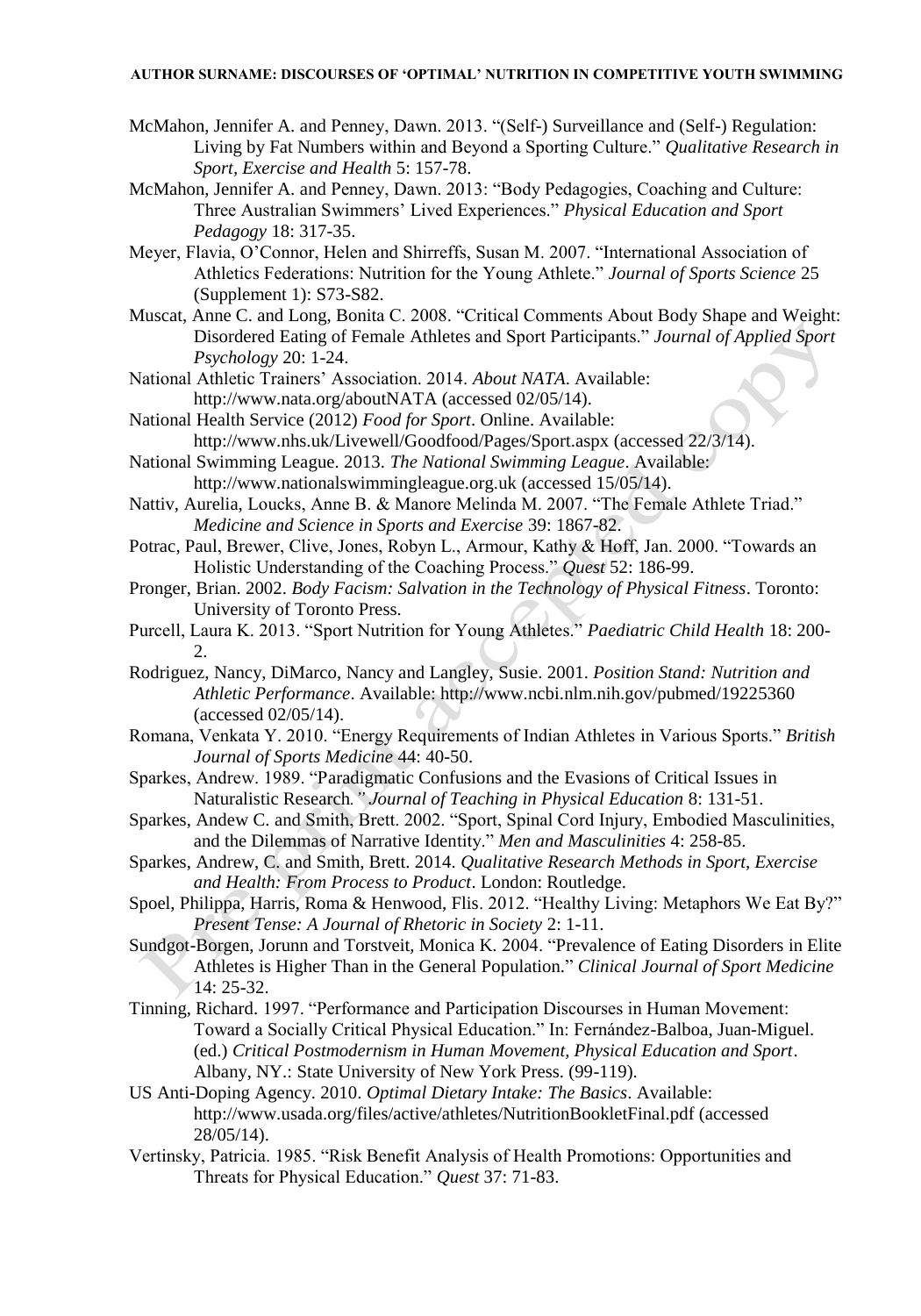McMahon, Jennifer A. and Penney, Dawn. 2013. "(Self-) Surveillance and (Self-) Regulation: Living by Fat Numbers within and Beyond a Sporting Culture." *Qualitative Research in Sport, Exercise and Health* 5: 157-78.

McMahon, Jennifer A. and Penney, Dawn. 2013: "Body Pedagogies, Coaching and Culture: Three Australian Swimmers' Lived Experiences." *Physical Education and Sport Pedagogy* 18: 317-35.

Meyer, Flavia, O'Connor, Helen and Shirreffs, Susan M. 2007. "International Association of Athletics Federations: Nutrition for the Young Athlete." *Journal of Sports Science* 25 (Supplement 1): S73-S82.

Muscat, Anne C. and Long, Bonita C. 2008. "Critical Comments About Body Shape and Weight: Disordered Eating of Female Athletes and Sport Participants." *Journal of Applied Sport Psychology* 20: 1-24.

National Athletic Trainers' Association. 2014. *About NATA*. Available: http://www.nata.org/aboutNATA (accessed 02/05/14).

National Health Service (2012) *Food for Sport*. Online. Available: http://www.nhs.uk/Livewell/Goodfood/Pages/Sport.aspx (accessed 22/3/14).

National Swimming League. 2013. *The National Swimming League*. Available: http://www.nationalswimmingleague.org.uk (accessed 15/05/14).

Nattiv, Aurelia, Loucks, Anne B. & Manore Melinda M. 2007. "The Female Athlete Triad." *Medicine and Science in Sports and Exercise* 39: 1867-82.

Potrac, Paul, Brewer, Clive, Jones, Robyn L., Armour, Kathy & Hoff, Jan. 2000. "Towards an Holistic Understanding of the Coaching Process." *Quest* 52: 186-99.

Pronger, Brian. 2002. *Body Facism: Salvation in the Technology of Physical Fitness*. Toronto: University of Toronto Press.

Purcell, Laura K. 2013. "Sport Nutrition for Young Athletes." *Paediatric Child Health* 18: 200-2.

Rodriguez, Nancy, DiMarco, Nancy and Langley, Susie. 2001. *Position Stand: Nutrition and Athletic Performance*. Available: http://www.ncbi.nlm.nih.gov/pubmed/19225360 (accessed 02/05/14).

Romana, Venkata Y. 2010. "Energy Requirements of Indian Athletes in Various Sports." *British Journal of Sports Medicine* 44: 40-50.

Sparkes, Andrew. 1989. "Paradigmatic Confusions and the Evasions of Critical Issues in Naturalistic Research*." Journal of Teaching in Physical Education* 8: 131-51.

Sparkes, Andew C. and Smith, Brett. 2002. "Sport, Spinal Cord Injury, Embodied Masculinities, and the Dilemmas of Narrative Identity." *Men and Masculinities* 4: 258-85.

Sparkes, Andrew, C. and Smith, Brett. 2014. *Qualitative Research Methods in Sport, Exercise and Health: From Process to Product*. London: Routledge.

Spoel, Philippa, Harris, Roma & Henwood, Flis. 2012. "Healthy Living: Metaphors We Eat By?" *Present Tense: A Journal of Rhetoric in Society* 2: 1-11.

Sundgot-Borgen, Jorunn and Torstveit, Monica K. 2004. "Prevalence of Eating Disorders in Elite Athletes is Higher Than in the General Population." *Clinical Journal of Sport Medicine* 14: 25-32.

Tinning, Richard. 1997. "Performance and Participation Discourses in Human Movement: Toward a Socially Critical Physical Education." In: Fernández-Balboa, Juan-Miguel. (ed.) *Critical Postmodernism in Human Movement, Physical Education and Sport*. Albany, NY.: State University of New York Press. (99-119).

US Anti-Doping Agency. 2010. *Optimal Dietary Intake: The Basics*. Available: http://www.usada.org/files/active/athletes/NutritionBookletFinal.pdf (accessed 28/05/14).

Vertinsky, Patricia. 1985. "Risk Benefit Analysis of Health Promotions: Opportunities and Threats for Physical Education." *Quest* 37: 71-83.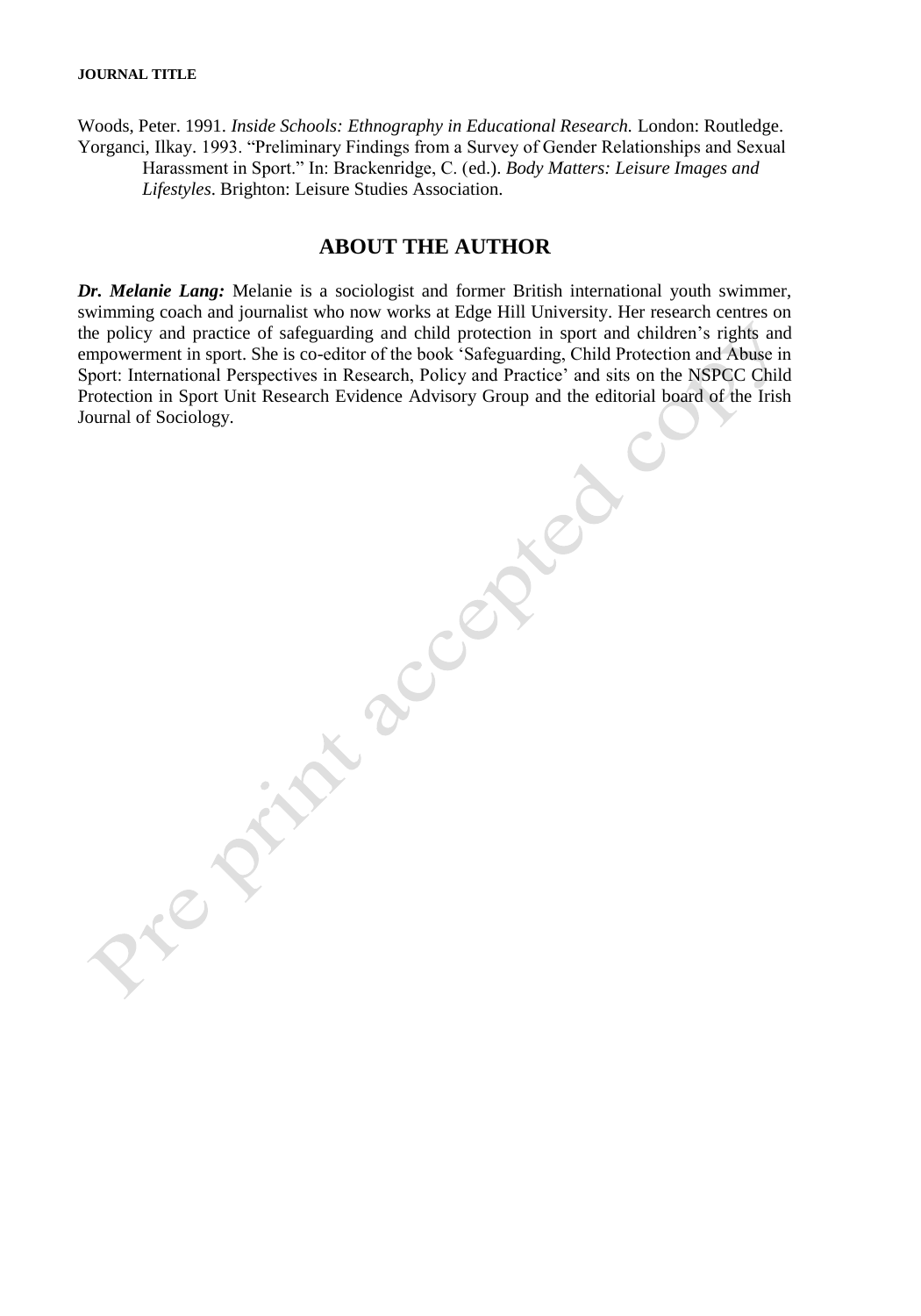Woods, Peter. 1991. *Inside Schools: Ethnography in Educational Research.* London: Routledge.

Yorganci, Ilkay. 1993. "Preliminary Findings from a Survey of Gender Relationships and Sexual Harassment in Sport." In: Brackenridge, C. (ed.). *Body Matters: Leisure Images and Lifestyles*. Brighton: Leisure Studies Association.

## ABOUT THE AUTHOR

***Dr. Melanie Lang:*** Melanie is a sociologist and former British international youth swimmer, swimming coach and journalist who now works at Edge Hill University. Her research centres on the policy and practice of safeguarding and child protection in sport and children's rights and empowerment in sport. She is co-editor of the book 'Safeguarding, Child Protection and Abuse in Sport: International Perspectives in Research, Policy and Practice' and sits on the NSPCC Child Protection in Sport Unit Research Evidence Advisory Group and the editorial board of the Irish Journal of Sociology.